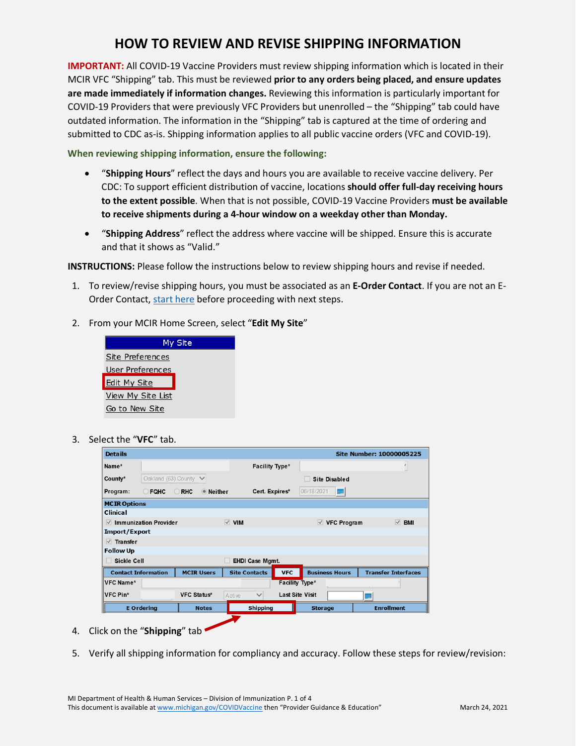# HOW TO REVIEW AND REVISE SHIPPING INFORMATION

**IMPORTANT:** All COVID-19 Vaccine Providers must review shipping information which is located in their MCIR VFC "Shipping" tab. This must be reviewed **prior to any orders being placed, and ensure updates are made immediately if information changes.** Reviewing this information is particularly important for COVID-19 Providers that were previously VFC Providers but unenrolled – the "Shipping" tab could have outdated information. The information in the "Shipping" tab is captured at the time of ordering and submitted to CDC as-is. Shipping information applies to all public vaccine orders (VFC and COVID-19).

**When reviewing shipping information, ensure the following:**

- "**Shipping Hours**" reflect the days and hours you are available to receive vaccine delivery. Per CDC: To support efficient distribution of vaccine, locations **should offer full-day receiving hours to the extent possible**. When that is not possible, COVID-19 Vaccine Providers **must be available to receive shipments during a 4-hour window on a weekday other than Monday.**
- "**Shipping Address**" reflect the address where vaccine will be shipped. Ensure this is accurate and that it shows as "Valid."

**INSTRUCTIONS:** Please follow the instructions below to review shipping hours and revise if needed.

1. To review/revise shipping hours, you must be associated as an **E-Order Contact**. If you are not an E-Order Contact, [start here](start here) before proceeding with next steps.

2. From your MCIR Home Screen, select "**Edit My Site**"

3. Select the "**VFC**" tab.

4. Click on the "**Shipping**" tab

5. Verify all shipping information for compliancy and accuracy. Follow these steps for review/revision: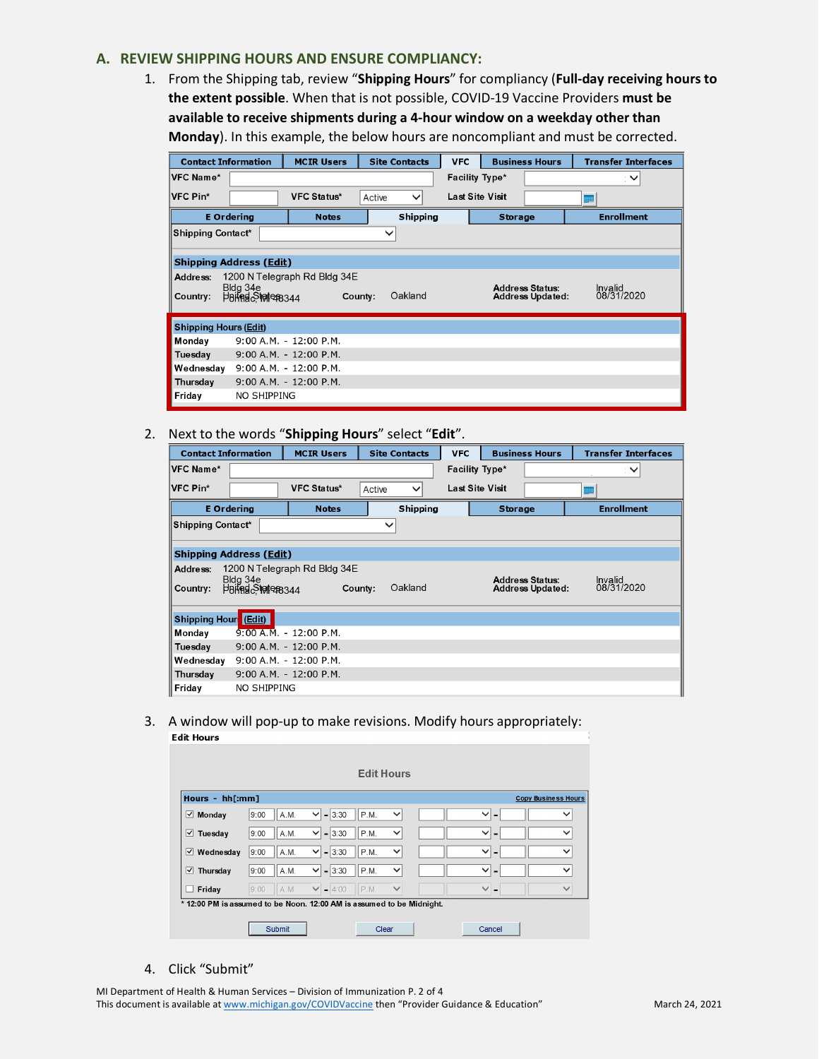## A. REVIEW SHIPPING HOURS AND ENSURE COMPLIANCY:

1. From the Shipping tab, review "**Shipping Hours**" for compliancy (**Full-day receiving hours to the extent possible**. When that is not possible, COVID-19 Vaccine Providers **must be available to receive shipments during a 4-hour window on a weekday other than Monday**). In this example, the below hours are noncompliant and must be corrected.

| Contact Information | MCIR Users | Site Contacts | VFC | Business Hours | Transfer Interfaces |
|---|---|---|---|---|---|

VFC Name* | Facility Type* | VFC Pin* | VFC Status* Active | Last Site Visit

| E Ordering | Notes | Shipping | Storage | Enrollment |
|---|---|---|---|---|

Shipping Contact*

**Shipping Address (Edit)**

Address: 1200 N Telegraph Rd Bldg 34E, Bldg 34e, Pontiac, MI 48344
Country: United States | County: Oakland | Address Status: Invalid | Address Updated: 08/31/2020

**Shipping Hours (Edit)**

| Day | Hours |
|---|---|
| Monday | 9:00 A.M. - 12:00 P.M. |
| Tuesday | 9:00 A.M. - 12:00 P.M. |
| Wednesday | 9:00 A.M. - 12:00 P.M. |
| Thursday | 9:00 A.M. - 12:00 P.M. |
| Friday | NO SHIPPING |

2. Next to the words "**Shipping Hours**" select "**Edit**".

**Shipping Hours (Edit)**

| Day | Hours |
|---|---|
| Monday | 9:00 A.M. - 12:00 P.M. |
| Tuesday | 9:00 A.M. - 12:00 P.M. |
| Wednesday | 9:00 A.M. - 12:00 P.M. |
| Thursday | 9:00 A.M. - 12:00 P.M. |
| Friday | NO SHIPPING |

3. A window will pop-up to make revisions. Modify hours appropriately:

**Edit Hours**

Hours - hh[:mm] | Copy Business Hours

| Day | Start | | End | |
|---|---|---|---|---|
| ☑ Monday | 9:00 | A.M. | 3:30 | P.M. |
| ☑ Tuesday | 9:00 | A.M. | 3:30 | P.M. |
| ☑ Wednesday | 9:00 | A.M. | 3:30 | P.M. |
| ☑ Thursday | 9:00 | A.M. | 3:30 | P.M. |
| ☐ Friday | 9:00 | A.M. | 4:00 | P.M. |

* 12:00 PM is assumed to be Noon. 12:00 AM is assumed to be Midnight.

Submit | Clear | Cancel

4. Click "Submit"

MI Department of Health & Human Services – Division of Immunization
This document is available at www.michigan.gov/COVIDVaccine then "Provider Guidance & Education" March 24, 2021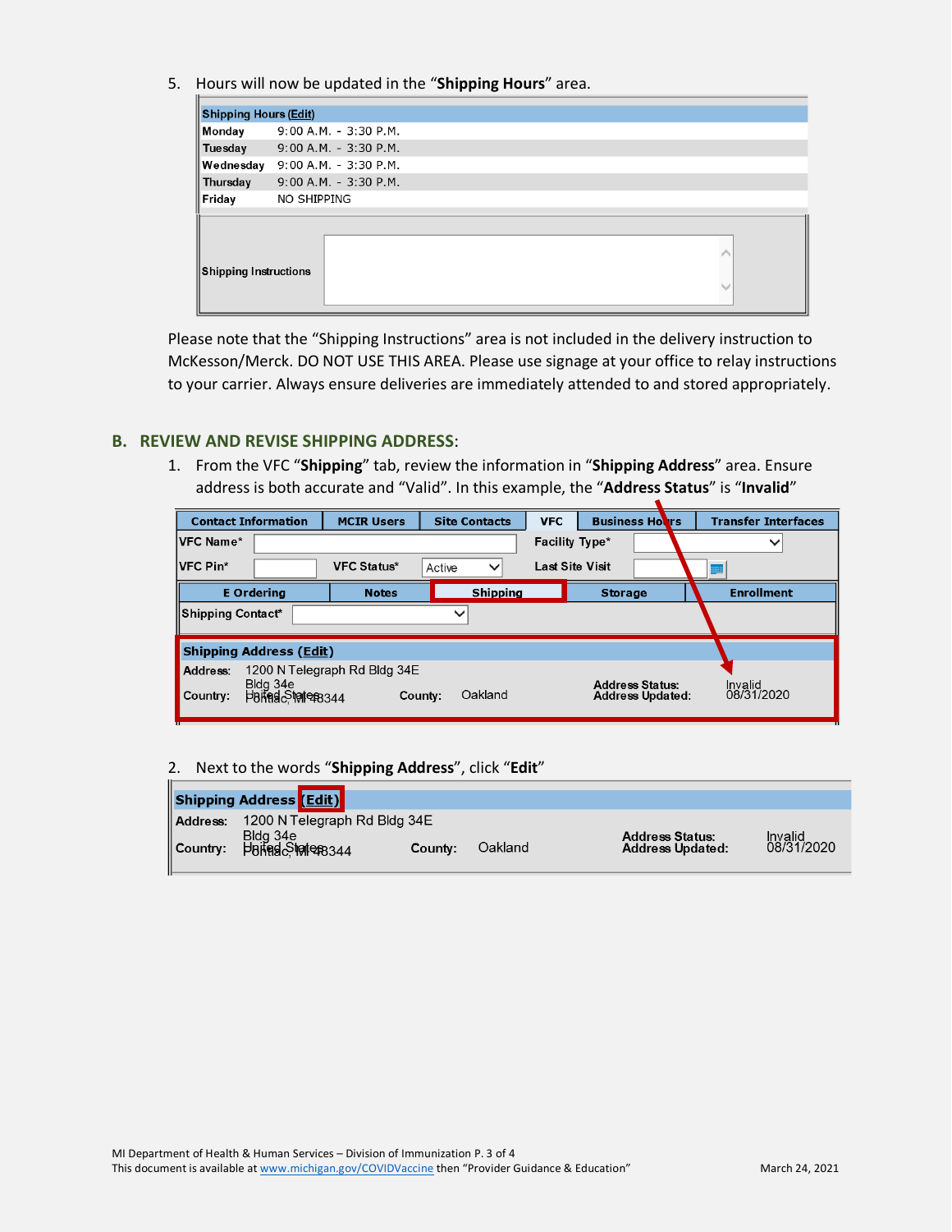5. Hours will now be updated in the "**Shipping Hours**" area.

| Shipping Hours (Edit) | |
|---|---|
| Monday | 9:00 A.M. - 3:30 P.M. |
| Tuesday | 9:00 A.M. - 3:30 P.M. |
| Wednesday | 9:00 A.M. - 3:30 P.M. |
| Thursday | 9:00 A.M. - 3:30 P.M. |
| Friday | NO SHIPPING |
| Shipping Instructions | |

Please note that the "Shipping Instructions" area is not included in the delivery instruction to McKesson/Merck. DO NOT USE THIS AREA. Please use signage at your office to relay instructions to your carrier. Always ensure deliveries are immediately attended to and stored appropriately.

## B. REVIEW AND REVISE SHIPPING ADDRESS:

1. From the VFC "**Shipping**" tab, review the information in "**Shipping Address**" area. Ensure address is both accurate and "Valid". In this example, the "**Address Status**" is "**Invalid**"

| Contact Information | MCIR Users | Site Contacts | VFC | Business Hours | Transfer Interfaces |
|---|---|---|---|---|---|
| VFC Name* | | | Facility Type* | | |
| VFC Pin* | | VFC Status* Active | Last Site Visit | | |
| E Ordering | Notes | Shipping | Storage | Enrollment | |
| Shipping Contact* | | | | | |

| Shipping Address (Edit) | | | | | |
|---|---|---|---|---|---|
| Address: | 1200 N Telegraph Rd Bldg 34E Bldg 34e Pontiac, MI 48344 | | | Address Status: | Invalid |
| Country: | United States | County: | Oakland | Address Updated: | 08/31/2020 |

2. Next to the words "**Shipping Address**", click "**Edit**"

| Shipping Address (Edit) | | | | | |
|---|---|---|---|---|---|
| Address: | 1200 N Telegraph Rd Bldg 34E Bldg 34e Pontiac, MI 48344 | | | Address Status: | Invalid |
| Country: | United States | County: | Oakland | Address Updated: | 08/31/2020 |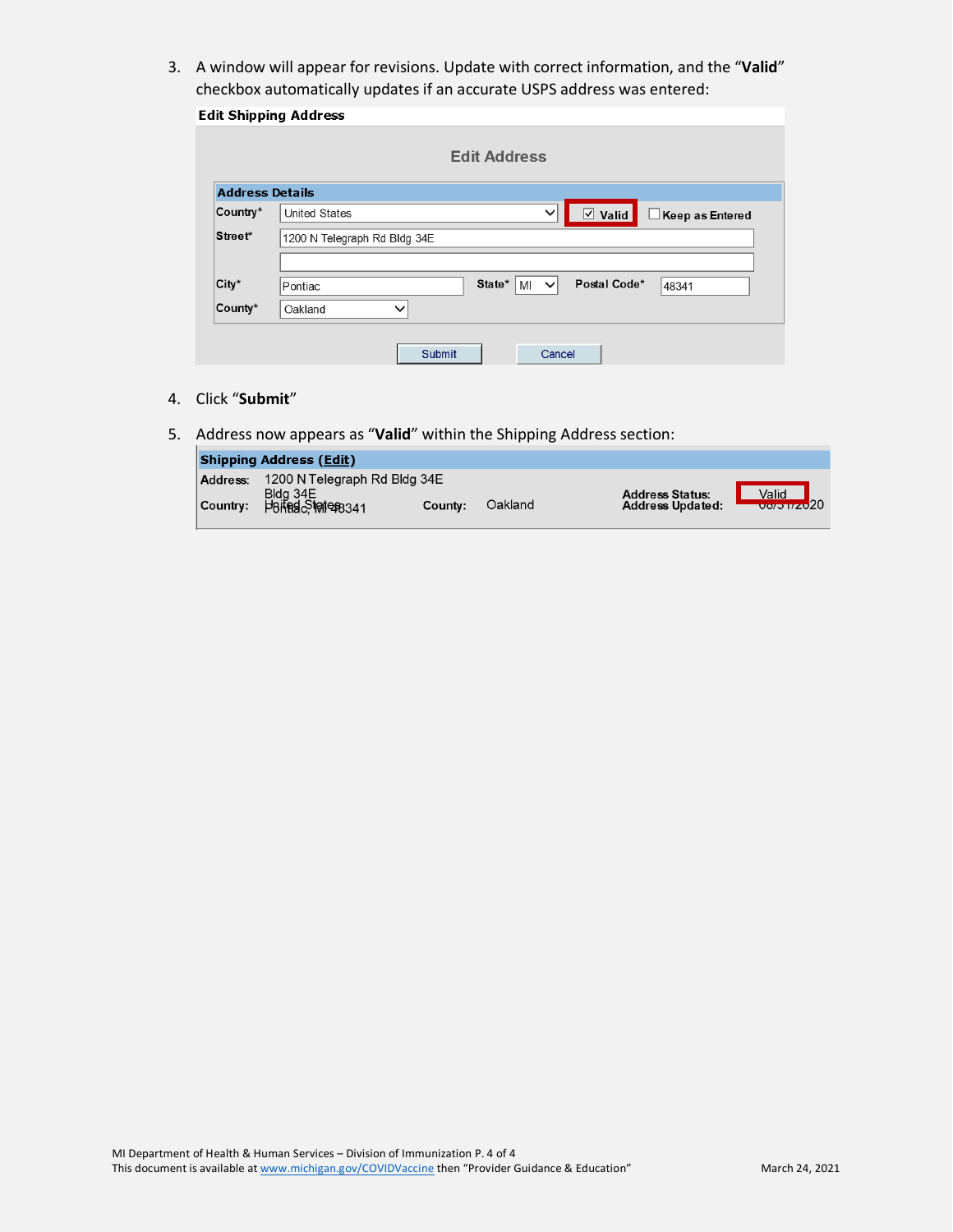3. A window will appear for revisions. Update with correct information, and the "**Valid**" checkbox automatically updates if an accurate USPS address was entered:

**Edit Shipping Address**

Edit Address

**Address Details**

Country* United States ☑ Valid ☐ Keep as Entered

Street* 1200 N Telegraph Rd Bldg 34E

City* Pontiac State* MI Postal Code* 48341

County* Oakland

Submit Cancel

4. Click "**Submit**"

5. Address now appears as "**Valid**" within the Shipping Address section:

**Shipping Address (Edit)**

Address: 1200 N Telegraph Rd Bldg 34E
Bldg 34E
Pontiac, MI 48341

Country: United States County: Oakland

Address Status: Valid
Address Updated: 08/31/2020